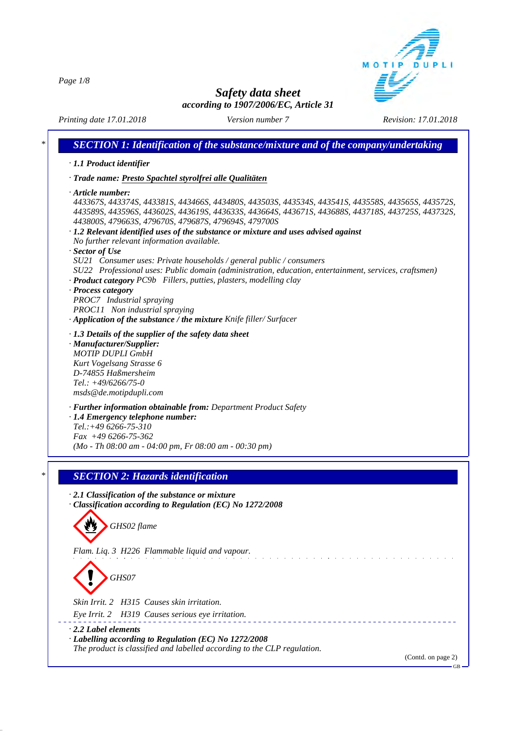# Safety data sheet

*according to 1907/2006/EC, Article 31*

Printing date 17.01.2018 | Version number 7 | Revision: 17.01.2018

## SECTION 1: Identification of the substance/mixture and of the company/undertaking

· **1.1 Product identifier**

· **Trade name:** Presto Spachtel styrolfrei alle Qualitäten

· **Article number:**
443367S, 443374S, 443381S, 443466S, 443480S, 443503S, 443534S, 443541S, 443558S, 443565S, 443572S, 443589S, 443596S, 443602S, 443619S, 443633S, 443664S, 443671S, 443688S, 443718S, 443725S, 443732S, 443800S, 479663S, 479670S, 479687S, 479694S, 479700S

· **1.2 Relevant identified uses of the substance or mixture and uses advised against**
No further relevant information available.

· **Sector of Use**
SU21 Consumer uses: Private households / general public / consumers
SU22 Professional uses: Public domain (administration, education, entertainment, services, craftsmen)

· **Product category** PC9b Fillers, putties, plasters, modelling clay

· **Process category**
PROC7 Industrial spraying
PROC11 Non industrial spraying

· **Application of the substance / the mixture** Knife filler/ Surfacer

· **1.3 Details of the supplier of the safety data sheet**

· **Manufacturer/Supplier:**
MOTIP DUPLI GmbH
Kurt Vogelsang Strasse 6
D-74855 Haßmersheim
Tel.: +49/6266/75-0
msds@de.motipdupli.com

· **Further information obtainable from:** Department Product Safety

· **1.4 Emergency telephone number:**
Tel.:+49 6266-75-310
Fax +49 6266-75-362
(Mo - Th 08:00 am - 04:00 pm, Fr 08:00 am - 00:30 pm)

## SECTION 2: Hazards identification

· **2.1 Classification of the substance or mixture**

· **Classification according to Regulation (EC) No 1272/2008**

GHS02 flame

Flam. Liq. 3 H226 Flammable liquid and vapour.

GHS07

Skin Irrit. 2 H315 Causes skin irritation.

Eye Irrit. 2 H319 Causes serious eye irritation.

· **2.2 Label elements**

· **Labelling according to Regulation (EC) No 1272/2008**
The product is classified and labelled according to the CLP regulation.

(Contd. on page 2)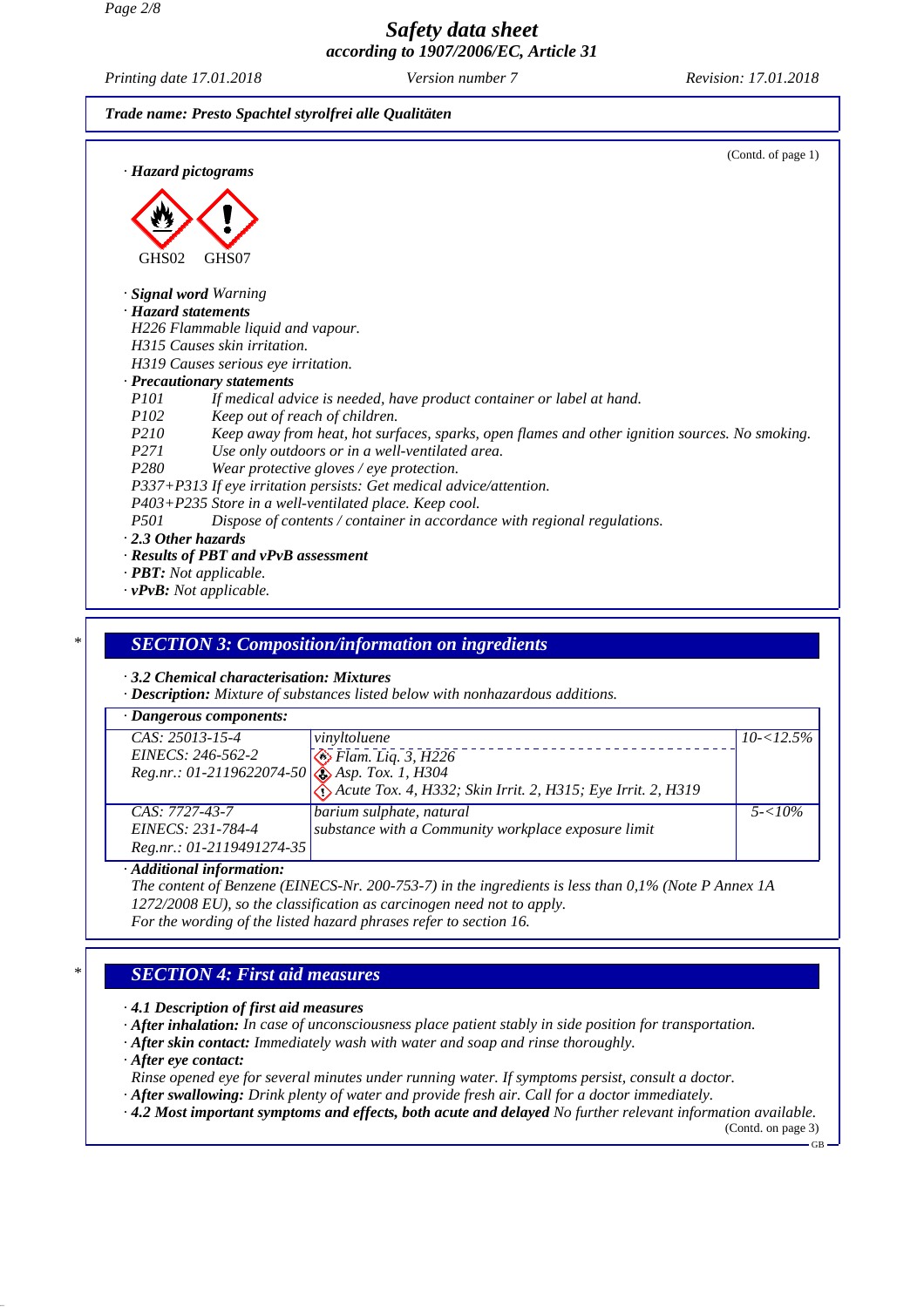Trade name: Presto Spachtel styrolfrei alle Qualitäten

(Contd. of page 1)

· **Hazard pictograms**

GHS02 GHS07

· **Signal word** Warning

· **Hazard statements**

H226 Flammable liquid and vapour.
H315 Causes skin irritation.
H319 Causes serious eye irritation.

· **Precautionary statements**

P101 If medical advice is needed, have product container or label at hand.
P102 Keep out of reach of children.
P210 Keep away from heat, hot surfaces, sparks, open flames and other ignition sources. No smoking.
P271 Use only outdoors or in a well-ventilated area.
P280 Wear protective gloves / eye protection.
P337+P313 If eye irritation persists: Get medical advice/attention.
P403+P235 Store in a well-ventilated place. Keep cool.
P501 Dispose of contents / container in accordance with regional regulations.

· **2.3 Other hazards**

· **Results of PBT and vPvB assessment**

· **PBT:** Not applicable.

· **vPvB:** Not applicable.

## SECTION 3: Composition/information on ingredients

· **3.2 Chemical characterisation: Mixtures**

· **Description:** Mixture of substances listed below with nonhazardous additions.

· **Dangerous components:**

| | | |
|---|---|---|
| CAS: 25013-15-4<br>EINECS: 246-562-2<br>Reg.nr.: 01-2119622074-50 | vinyltoluene<br>Flam. Liq. 3, H226<br>Asp. Tox. 1, H304<br>Acute Tox. 4, H332; Skin Irrit. 2, H315; Eye Irrit. 2, H319 | 10-<12.5% |
| CAS: 7727-43-7<br>EINECS: 231-784-4<br>Reg.nr.: 01-2119491274-35 | barium sulphate, natural<br>substance with a Community workplace exposure limit | 5-<10% |

· **Additional information:**

The content of Benzene (EINECS-Nr. 200-753-7) in the ingredients is less than 0,1% (Note P Annex 1A 1272/2008 EU), so the classification as carcinogen need not to apply.
For the wording of the listed hazard phrases refer to section 16.

## SECTION 4: First aid measures

· **4.1 Description of first aid measures**

· **After inhalation:** In case of unconsciousness place patient stably in side position for transportation.

· **After skin contact:** Immediately wash with water and soap and rinse thoroughly.

· **After eye contact:**

Rinse opened eye for several minutes under running water. If symptoms persist, consult a doctor.

· **After swallowing:** Drink plenty of water and provide fresh air. Call for a doctor immediately.

· **4.2 Most important symptoms and effects, both acute and delayed** No further relevant information available.

(Contd. on page 3)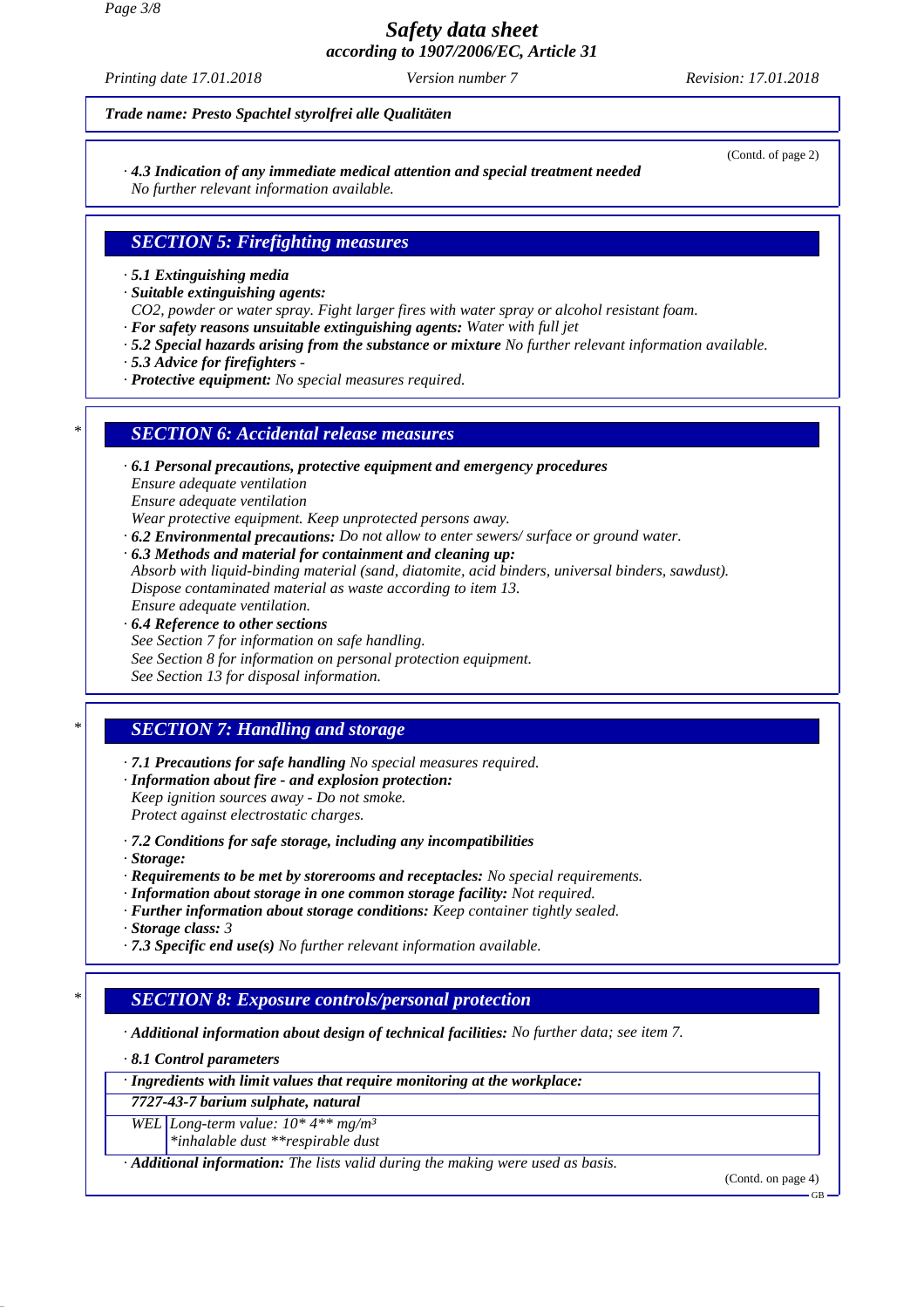*Trade name:* ***Presto Spachtel styrolfrei alle Qualitäten***

(Contd. of page 2)

· ***4.3 Indication of any immediate medical attention and special treatment needed***
*No further relevant information available.*

## SECTION 5: Firefighting measures

· ***5.1 Extinguishing media***
· ***Suitable extinguishing agents:***
*$CO_2$, powder or water spray. Fight larger fires with water spray or alcohol resistant foam.*
· ***For safety reasons unsuitable extinguishing agents:*** *Water with full jet*
· ***5.2 Special hazards arising from the substance or mixture*** *No further relevant information available.*
· ***5.3 Advice for firefighters*** *-*
· ***Protective equipment:*** *No special measures required.*

## SECTION 6: Accidental release measures

· ***6.1 Personal precautions, protective equipment and emergency procedures***
*Ensure adequate ventilation*
*Ensure adequate ventilation*
*Wear protective equipment. Keep unprotected persons away.*
· ***6.2 Environmental precautions:*** *Do not allow to enter sewers/ surface or ground water.*
· ***6.3 Methods and material for containment and cleaning up:***
*Absorb with liquid-binding material (sand, diatomite, acid binders, universal binders, sawdust).*
*Dispose contaminated material as waste according to item 13.*
*Ensure adequate ventilation.*
· ***6.4 Reference to other sections***
*See Section 7 for information on safe handling.*
*See Section 8 for information on personal protection equipment.*
*See Section 13 for disposal information.*

## SECTION 7: Handling and storage

· ***7.1 Precautions for safe handling*** *No special measures required.*
· ***Information about fire - and explosion protection:***
*Keep ignition sources away - Do not smoke.*
*Protect against electrostatic charges.*

· ***7.2 Conditions for safe storage, including any incompatibilities***
· ***Storage:***
· ***Requirements to be met by storerooms and receptacles:*** *No special requirements.*
· ***Information about storage in one common storage facility:*** *Not required.*
· ***Further information about storage conditions:*** *Keep container tightly sealed.*
· ***Storage class:*** *3*
· ***7.3 Specific end use(s)*** *No further relevant information available.*

## SECTION 8: Exposure controls/personal protection

· ***Additional information about design of technical facilities:*** *No further data; see item 7.*

· ***8.1 Control parameters***

| · Ingredients with limit values that require monitoring at the workplace: | |
|---|---|
| **7727-43-7 barium sulphate, natural** | |
| WEL | Long-term value: 10* 4** mg/m³<br>*inhalable dust **respirable dust |

· ***Additional information:*** *The lists valid during the making were used as basis.*

(Contd. on page 4)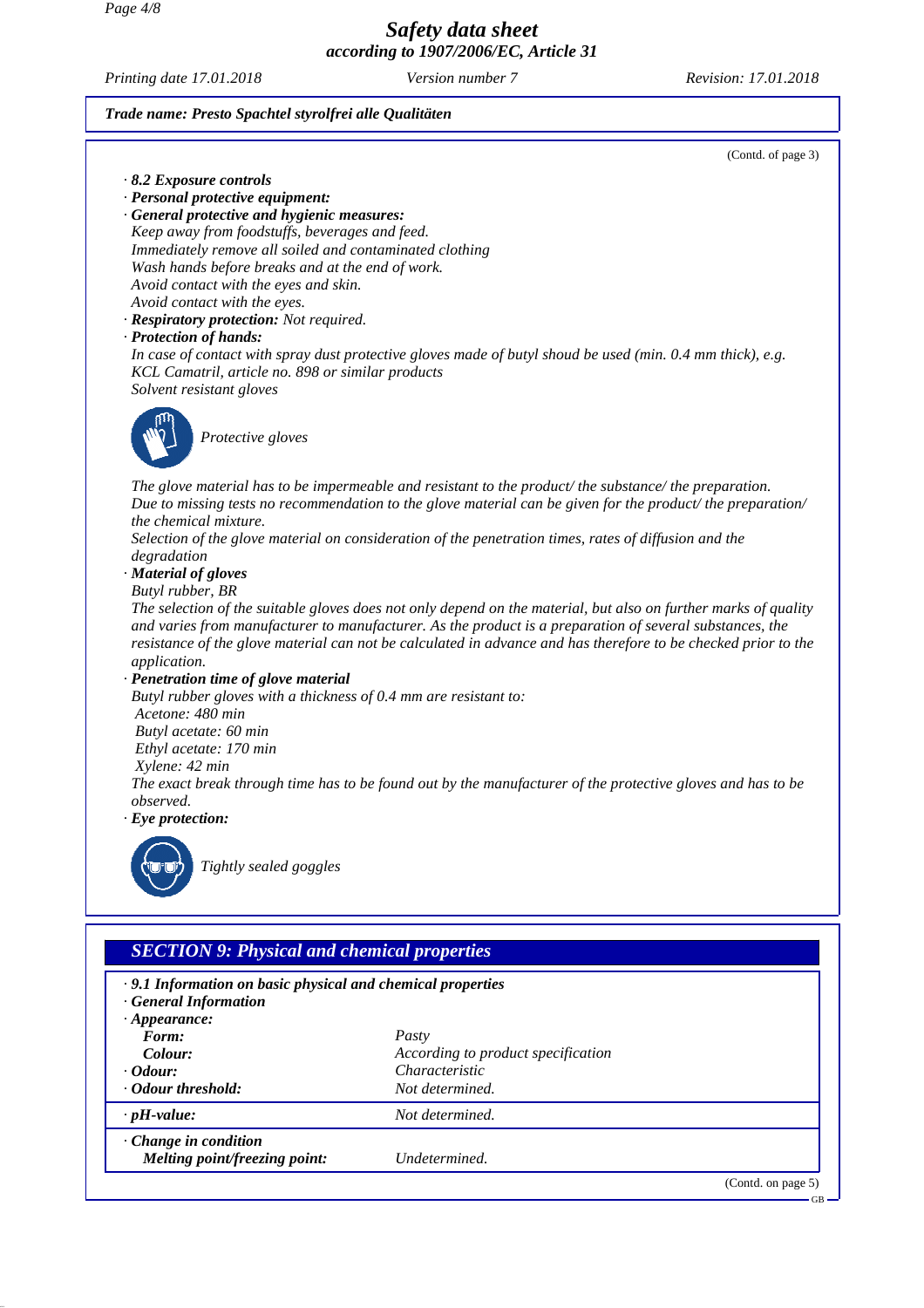(Contd. of page 3)

- · ***8.2 Exposure controls***
- · ***Personal protective equipment:***
- · ***General protective and hygienic measures:***

*Keep away from foodstuffs, beverages and feed.*
*Immediately remove all soiled and contaminated clothing*
*Wash hands before breaks and at the end of work.*
*Avoid contact with the eyes and skin.*
*Avoid contact with the eyes.*

- · ***Respiratory protection:*** *Not required.*
- · ***Protection of hands:***

*In case of contact with spray dust protective gloves made of butyl shoud be used (min. 0.4 mm thick), e.g. KCL Camatril, article no. 898 or similar products*
*Solvent resistant gloves*

*Protective gloves*

*The glove material has to be impermeable and resistant to the product/ the substance/ the preparation.*
*Due to missing tests no recommendation to the glove material can be given for the product/ the preparation/ the chemical mixture.*
*Selection of the glove material on consideration of the penetration times, rates of diffusion and the degradation*

- · ***Material of gloves***

*Butyl rubber, BR*
*The selection of the suitable gloves does not only depend on the material, but also on further marks of quality and varies from manufacturer to manufacturer. As the product is a preparation of several substances, the resistance of the glove material can not be calculated in advance and has therefore to be checked prior to the application.*

- · ***Penetration time of glove material***

*Butyl rubber gloves with a thickness of 0.4 mm are resistant to:*
*Acetone: 480 min*
*Butyl acetate: 60 min*
*Ethyl acetate: 170 min*
*Xylene: 42 min*
*The exact break through time has to be found out by the manufacturer of the protective gloves and has to be observed.*

- · ***Eye protection:***

*Tightly sealed goggles*

## *SECTION 9: Physical and chemical properties*

- · ***9.1 Information on basic physical and chemical properties***
- · ***General Information***

| | |
|---|---|
| · ***Appearance:*** | |
| ***Form:*** | *Pasty* |
| ***Colour:*** | *According to product specification* |
| · ***Odour:*** | *Characteristic* |
| · ***Odour threshold:*** | *Not determined.* |
| · ***pH-value:*** | *Not determined.* |
| · ***Change in condition*** | |
| ***Melting point/freezing point:*** | *Undetermined.* |

(Contd. on page 5)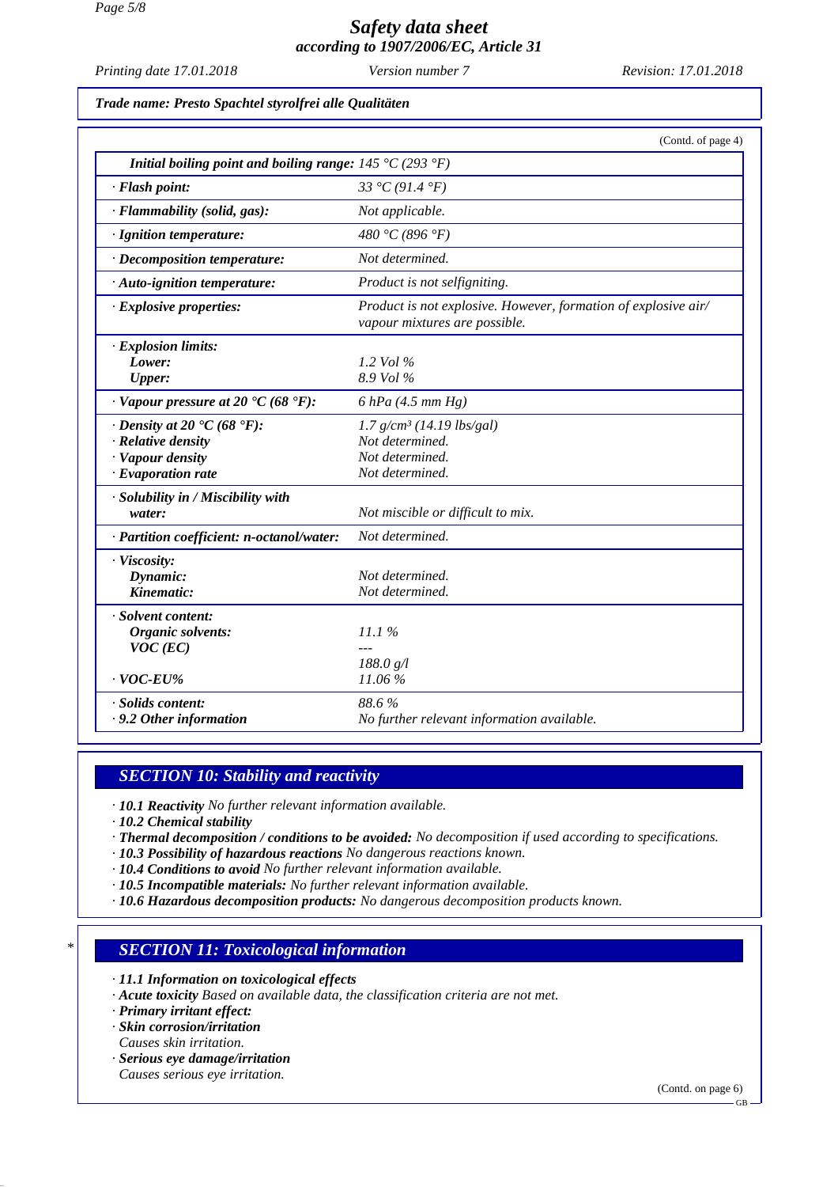*Trade name: Presto Spachtel styrolfrei alle Qualitäten*

(Contd. of page 4)

| | |
|---|---|
| *Initial boiling point and boiling range:* | *145 °C (293 °F)* |
| *· Flash point:* | *33 °C (91.4 °F)* |
| *· Flammability (solid, gas):* | *Not applicable.* |
| *· Ignition temperature:* | *480 °C (896 °F)* |
| *· Decomposition temperature:* | *Not determined.* |
| *· Auto-ignition temperature:* | *Product is not selfigniting.* |
| *· Explosive properties:* | *Product is not explosive. However, formation of explosive air/ vapour mixtures are possible.* |
| *· Explosion limits:* | |
| *Lower:* | *1.2 Vol %* |
| *Upper:* | *8.9 Vol %* |
| *· Vapour pressure at 20 °C (68 °F):* | *6 hPa (4.5 mm Hg)* |
| *· Density at 20 °C (68 °F):* | *1.7 g/cm³ (14.19 lbs/gal)* |
| *· Relative density* | *Not determined.* |
| *· Vapour density* | *Not determined.* |
| *· Evaporation rate* | *Not determined.* |
| *· Solubility in / Miscibility with water:* | *Not miscible or difficult to mix.* |
| *· Partition coefficient: n-octanol/water:* | *Not determined.* |
| *· Viscosity:* | |
| *Dynamic:* | *Not determined.* |
| *Kinematic:* | *Not determined.* |
| *· Solvent content:* | |
| *Organic solvents:* | *11.1 %* |
| *VOC (EC)* | *---* |
| | *188.0 g/l* |
| *· VOC-EU%* | *11.06 %* |
| *· Solids content:* | *88.6 %* |
| *· 9.2 Other information* | *No further relevant information available.* |

## *SECTION 10: Stability and reactivity*

- ***10.1 Reactivity*** *No further relevant information available.*
- ***10.2 Chemical stability***
- ***Thermal decomposition / conditions to be avoided:*** *No decomposition if used according to specifications.*
- ***10.3 Possibility of hazardous reactions*** *No dangerous reactions known.*
- ***10.4 Conditions to avoid*** *No further relevant information available.*
- ***10.5 Incompatible materials:*** *No further relevant information available.*
- ***10.6 Hazardous decomposition products:*** *No dangerous decomposition products known.*

## *SECTION 11: Toxicological information*

- ***11.1 Information on toxicological effects***
- ***Acute toxicity*** *Based on available data, the classification criteria are not met.*
- ***Primary irritant effect:***
- ***Skin corrosion/irritation***
  *Causes skin irritation.*
- ***Serious eye damage/irritation***
  *Causes serious eye irritation.*

(Contd. on page 6)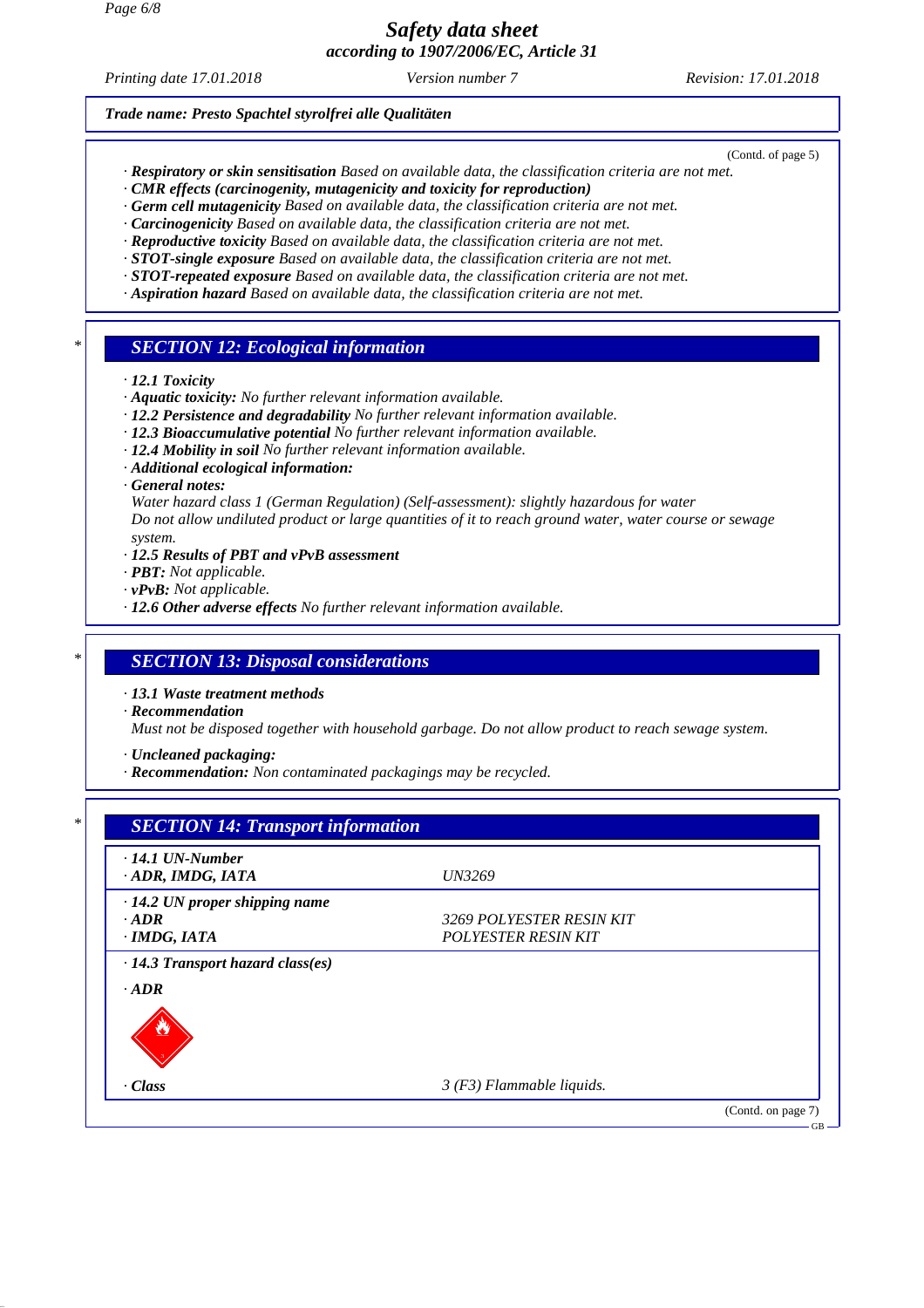Trade name: Presto Spachtel styrolfrei alle Qualitäten

(Contd. of page 5)

- **Respiratory or skin sensitisation** Based on available data, the classification criteria are not met.
- **CMR effects (carcinogenity, mutagenicity and toxicity for reproduction)**
- **Germ cell mutagenicity** Based on available data, the classification criteria are not met.
- **Carcinogenicity** Based on available data, the classification criteria are not met.
- **Reproductive toxicity** Based on available data, the classification criteria are not met.
- **STOT-single exposure** Based on available data, the classification criteria are not met.
- **STOT-repeated exposure** Based on available data, the classification criteria are not met.
- **Aspiration hazard** Based on available data, the classification criteria are not met.

## SECTION 12: Ecological information

- **12.1 Toxicity**
- **Aquatic toxicity:** No further relevant information available.
- **12.2 Persistence and degradability** No further relevant information available.
- **12.3 Bioaccumulative potential** No further relevant information available.
- **12.4 Mobility in soil** No further relevant information available.
- **Additional ecological information:**
- **General notes:**
  Water hazard class 1 (German Regulation) (Self-assessment): slightly hazardous for water
  Do not allow undiluted product or large quantities of it to reach ground water, water course or sewage system.
- **12.5 Results of PBT and vPvB assessment**
- **PBT:** Not applicable.
- **vPvB:** Not applicable.
- **12.6 Other adverse effects** No further relevant information available.

## SECTION 13: Disposal considerations

- **13.1 Waste treatment methods**
- **Recommendation**
  Must not be disposed together with household garbage. Do not allow product to reach sewage system.

- **Uncleaned packaging:**
- **Recommendation:** Non contaminated packagings may be recycled.

## SECTION 14: Transport information

| | |
|---|---|
| **14.1 UN-Number** | |
| **ADR, IMDG, IATA** | UN3269 |
| **14.2 UN proper shipping name** | |
| **ADR** | 3269 POLYESTER RESIN KIT |
| **IMDG, IATA** | POLYESTER RESIN KIT |
| **14.3 Transport hazard class(es)** | |
| **ADR** | |
| **Class** | 3 (F3) Flammable liquids. |

(Contd. on page 7)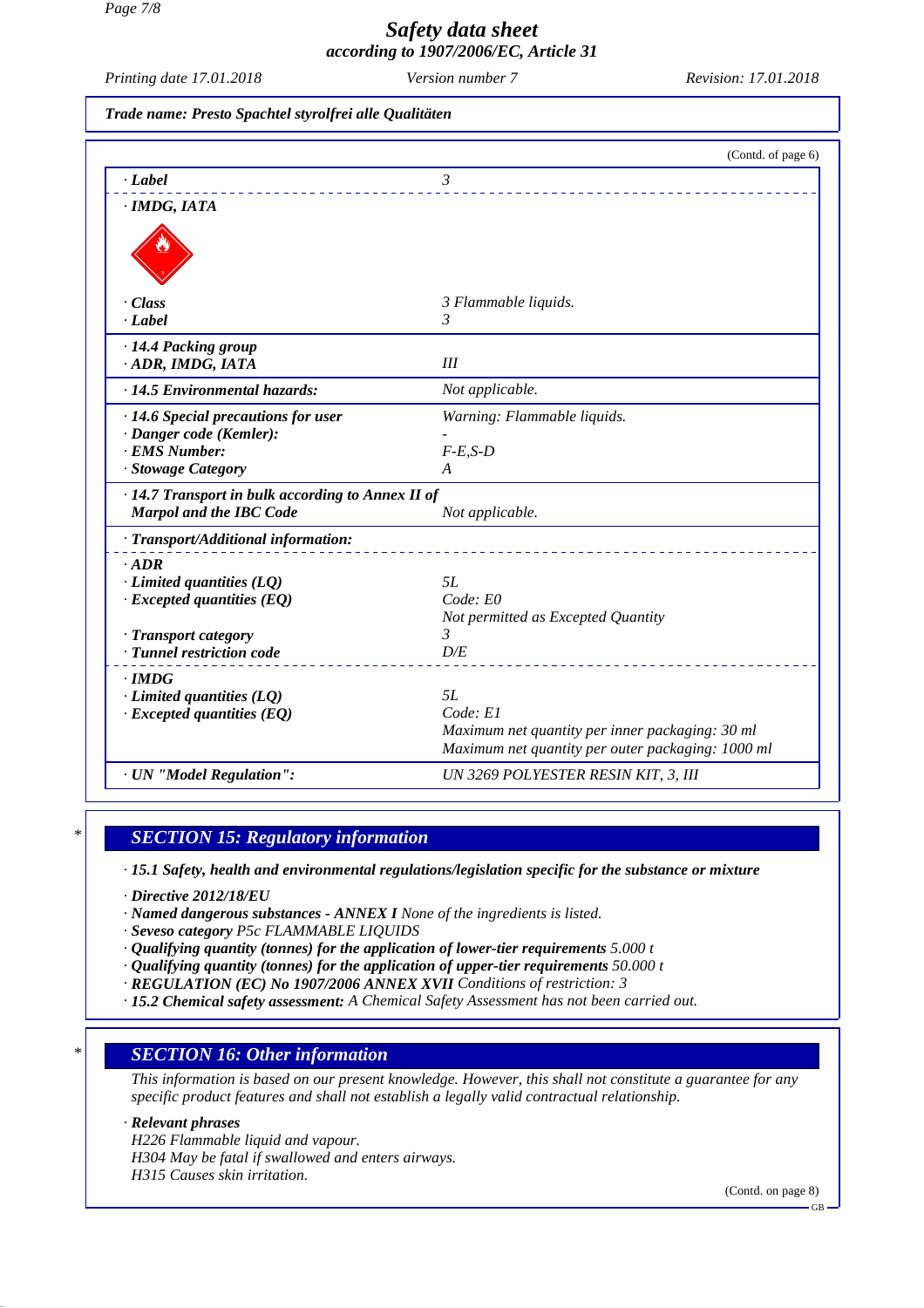Trade name: Presto Spachtel styrolfrei alle Qualitäten

(Contd. of page 6)

| | |
|---|---|
| · **Label** | 3 |
| · **IMDG, IATA** | |
| · **Class** | 3 Flammable liquids. |
| · **Label** | 3 |
| · **14.4 Packing group** · **ADR, IMDG, IATA** | III |
| · **14.5 Environmental hazards:** | Not applicable. |
| · **14.6 Special precautions for user** | Warning: Flammable liquids. |
| · **Danger code (Kemler):** | - |
| · **EMS Number:** | F-E,S-D |
| · **Stowage Category** | A |
| · **14.7 Transport in bulk according to Annex II of Marpol and the IBC Code** | Not applicable. |
| · **Transport/Additional information:** | |
| · **ADR** | |
| · **Limited quantities (LQ)** | 5L |
| · **Excepted quantities (EQ)** | Code: E0<br>Not permitted as Excepted Quantity |
| · **Transport category** | 3 |
| · **Tunnel restriction code** | D/E |
| · **IMDG** | |
| · **Limited quantities (LQ)** | 5L |
| · **Excepted quantities (EQ)** | Code: E1<br>Maximum net quantity per inner packaging: 30 ml<br>Maximum net quantity per outer packaging: 1000 ml |
| · **UN "Model Regulation":** | UN 3269 POLYESTER RESIN KIT, 3, III |

## SECTION 15: Regulatory information

· **15.1 Safety, health and environmental regulations/legislation specific for the substance or mixture**

· **Directive 2012/18/EU**
· **Named dangerous substances - ANNEX I** None of the ingredients is listed.
· **Seveso category** P5c FLAMMABLE LIQUIDS
· **Qualifying quantity (tonnes) for the application of lower-tier requirements** 5.000 t
· **Qualifying quantity (tonnes) for the application of upper-tier requirements** 50.000 t
· **REGULATION (EC) No 1907/2006 ANNEX XVII** Conditions of restriction: 3
· **15.2 Chemical safety assessment:** A Chemical Safety Assessment has not been carried out.

## SECTION 16: Other information

This information is based on our present knowledge. However, this shall not constitute a guarantee for any specific product features and shall not establish a legally valid contractual relationship.

· **Relevant phrases**
H226 Flammable liquid and vapour.
H304 May be fatal if swallowed and enters airways.
H315 Causes skin irritation.

(Contd. on page 8)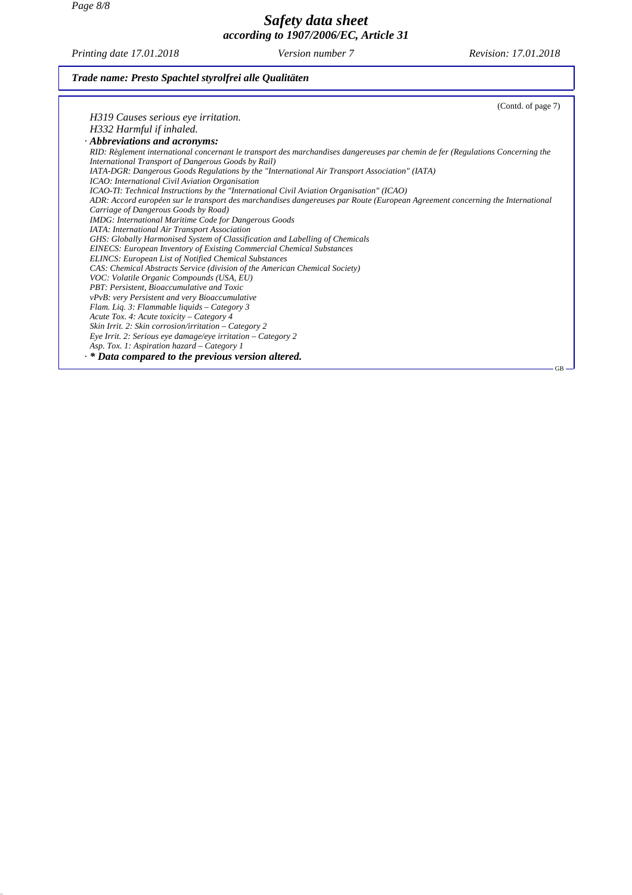(Contd. of page 7)

*H319 Causes serious eye irritation.*

*H332 Harmful if inhaled.*

· ***Abbreviations and acronyms:***

*RID: Règlement international concernant le transport des marchandises dangereuses par chemin de fer (Regulations Concerning the International Transport of Dangerous Goods by Rail)*
*IATA-DGR: Dangerous Goods Regulations by the "International Air Transport Association" (IATA)*
*ICAO: International Civil Aviation Organisation*
*ICAO-TI: Technical Instructions by the "International Civil Aviation Organisation" (ICAO)*
*ADR: Accord européen sur le transport des marchandises dangereuses par Route (European Agreement concerning the International Carriage of Dangerous Goods by Road)*
*IMDG: International Maritime Code for Dangerous Goods*
*IATA: International Air Transport Association*
*GHS: Globally Harmonised System of Classification and Labelling of Chemicals*
*EINECS: European Inventory of Existing Commercial Chemical Substances*
*ELINCS: European List of Notified Chemical Substances*
*CAS: Chemical Abstracts Service (division of the American Chemical Society)*
*VOC: Volatile Organic Compounds (USA, EU)*
*PBT: Persistent, Bioaccumulative and Toxic*
*vPvB: very Persistent and very Bioaccumulative*
*Flam. Liq. 3: Flammable liquids – Category 3*
*Acute Tox. 4: Acute toxicity – Category 4*
*Skin Irrit. 2: Skin corrosion/irritation – Category 2*
*Eye Irrit. 2: Serious eye damage/eye irritation – Category 2*
*Asp. Tox. 1: Aspiration hazard – Category 1*

· ***\* Data compared to the previous version altered.***

GB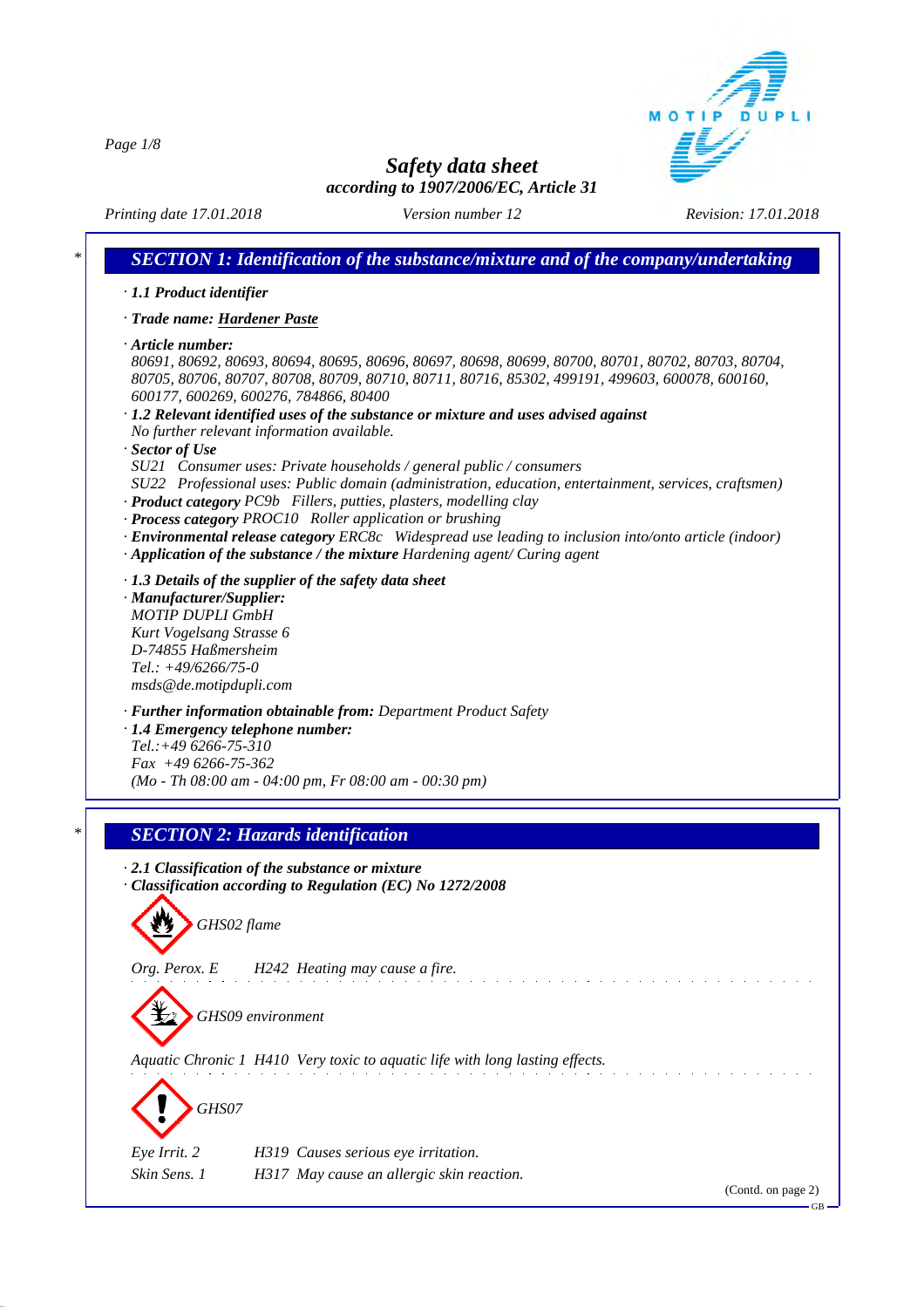# Safety data sheet
### according to 1907/2006/EC, Article 31

Printing date 17.01.2018 | Version number 12 | Revision: 17.01.2018

## * SECTION 1: Identification of the substance/mixture and of the company/undertaking

· **1.1 Product identifier**

· **Trade name: Hardener Paste**

· **Article number:**
80691, 80692, 80693, 80694, 80695, 80696, 80697, 80698, 80699, 80700, 80701, 80702, 80703, 80704, 80705, 80706, 80707, 80708, 80709, 80710, 80711, 80716, 85302, 499191, 499603, 600078, 600160, 600177, 600269, 600276, 784866, 80400

· **1.2 Relevant identified uses of the substance or mixture and uses advised against**
No further relevant information available.

· **Sector of Use**
SU21 Consumer uses: Private households / general public / consumers
SU22 Professional uses: Public domain (administration, education, entertainment, services, craftsmen)

· **Product category** PC9b Fillers, putties, plasters, modelling clay

· **Process category** PROC10 Roller application or brushing

· **Environmental release category** ERC8c Widespread use leading to inclusion into/onto article (indoor)

· **Application of the substance / the mixture** Hardening agent/ Curing agent

· **1.3 Details of the supplier of the safety data sheet**

· **Manufacturer/Supplier:**
MOTIP DUPLI GmbH
Kurt Vogelsang Strasse 6
D-74855 Haßmersheim
Tel.: +49/6266/75-0
msds@de.motipdupli.com

· **Further information obtainable from:** Department Product Safety

· **1.4 Emergency telephone number:**
Tel.:+49 6266-75-310
Fax +49 6266-75-362
(Mo - Th 08:00 am - 04:00 pm, Fr 08:00 am - 00:30 pm)

## * SECTION 2: Hazards identification

· **2.1 Classification of the substance or mixture**

· **Classification according to Regulation (EC) No 1272/2008**

GHS02 flame

Org. Perox. E H242 Heating may cause a fire.

GHS09 environment

Aquatic Chronic 1 H410 Very toxic to aquatic life with long lasting effects.

GHS07

Eye Irrit. 2 H319 Causes serious eye irritation.

Skin Sens. 1 H317 May cause an allergic skin reaction.

(Contd. on page 2)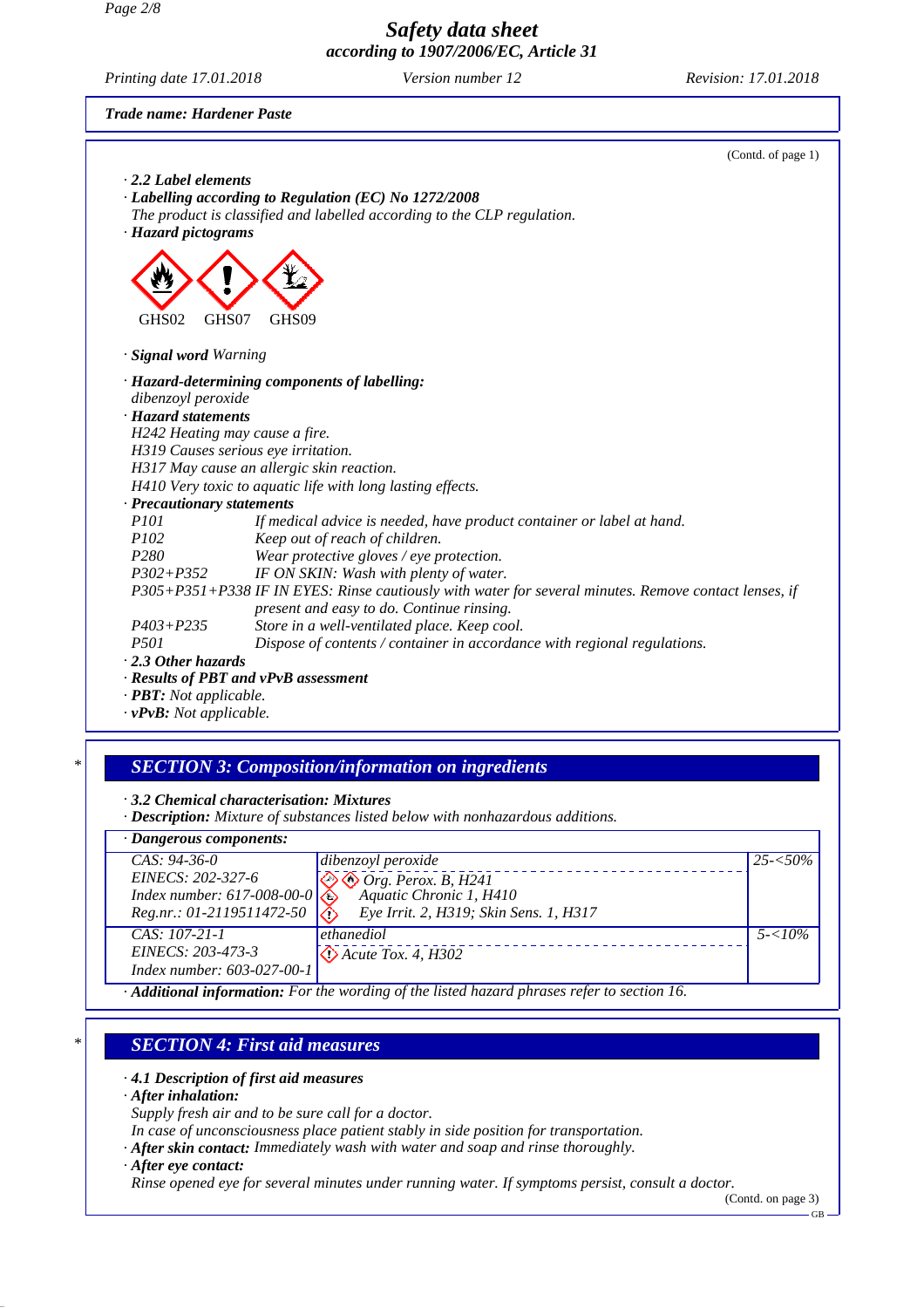(Contd. of page 1)

· **2.2 Label elements**

· **Labelling according to Regulation (EC) No 1272/2008**

*The product is classified and labelled according to the CLP regulation.*

· **Hazard pictograms**

GHS02 GHS07 GHS09

· **Signal word** *Warning*

· **Hazard-determining components of labelling:**

*dibenzoyl peroxide*

· **Hazard statements**

*H242 Heating may cause a fire.*
*H319 Causes serious eye irritation.*
*H317 May cause an allergic skin reaction.*
*H410 Very toxic to aquatic life with long lasting effects.*

· **Precautionary statements**

| | |
|---|---|
| P101 | If medical advice is needed, have product container or label at hand. |
| P102 | Keep out of reach of children. |
| P280 | Wear protective gloves / eye protection. |
| P302+P352 | IF ON SKIN: Wash with plenty of water. |
| P305+P351+P338 | IF IN EYES: Rinse cautiously with water for several minutes. Remove contact lenses, if present and easy to do. Continue rinsing. |
| P403+P235 | Store in a well-ventilated place. Keep cool. |
| P501 | Dispose of contents / container in accordance with regional regulations. |

· **2.3 Other hazards**

· **Results of PBT and vPvB assessment**

· **PBT:** *Not applicable.*

· **vPvB:** *Not applicable.*

## SECTION 3: Composition/information on ingredients

· **3.2 Chemical characterisation: Mixtures**

· **Description:** *Mixture of substances listed below with nonhazardous additions.*

· **Dangerous components:**

| | | |
|---|---|---|
| CAS: 94-36-0<br>EINECS: 202-327-6<br>Index number: 617-008-00-0<br>Reg.nr.: 01-2119511472-50 | dibenzoyl peroxide<br>Org. Perox. B, H241<br>Aquatic Chronic 1, H410<br>Eye Irrit. 2, H319; Skin Sens. 1, H317 | 25-<50% |
| CAS: 107-21-1<br>EINECS: 203-473-3<br>Index number: 603-027-00-1 | ethanediol<br>Acute Tox. 4, H302 | 5-<10% |

· **Additional information:** *For the wording of the listed hazard phrases refer to section 16.*

## SECTION 4: First aid measures

· **4.1 Description of first aid measures**

· **After inhalation:**

*Supply fresh air and to be sure call for a doctor.*
*In case of unconsciousness place patient stably in side position for transportation.*

· **After skin contact:** *Immediately wash with water and soap and rinse thoroughly.*

· **After eye contact:**

*Rinse opened eye for several minutes under running water. If symptoms persist, consult a doctor.*

(Contd. on page 3)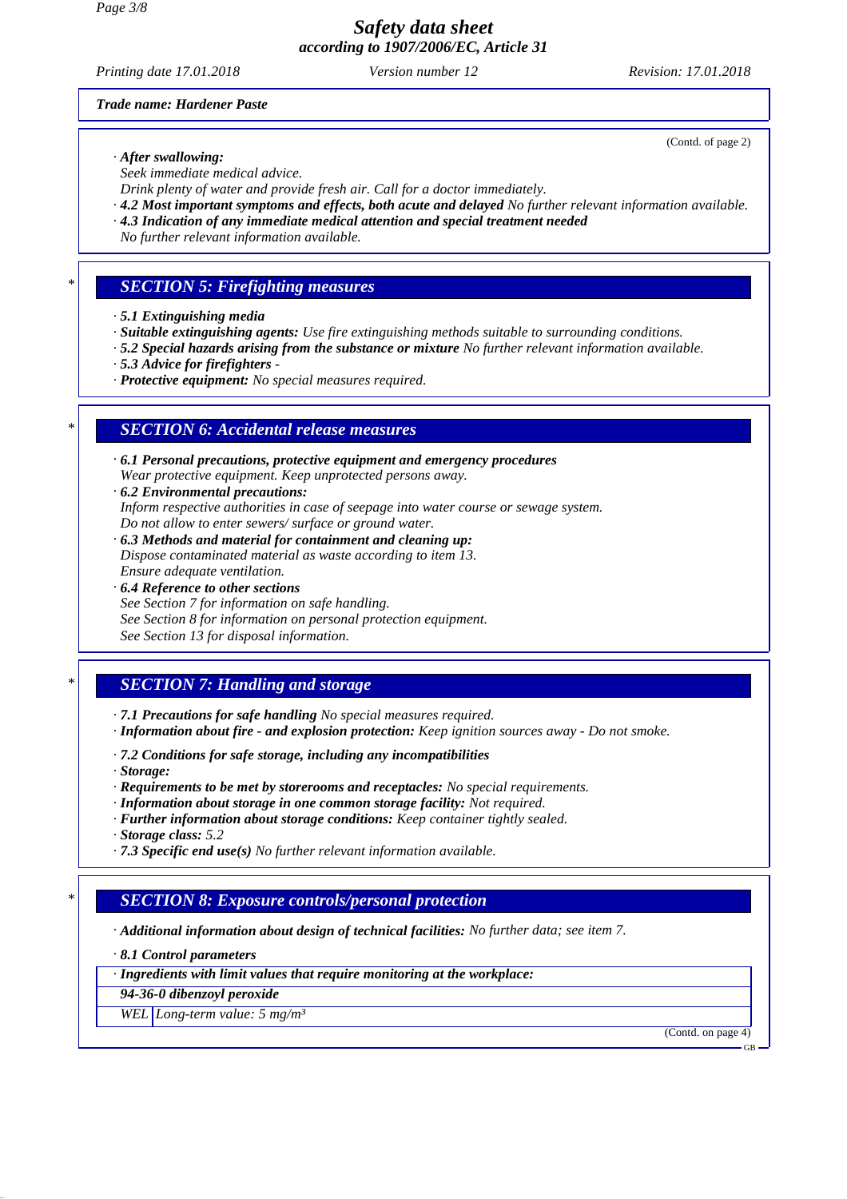Trade name: Hardener Paste

(Contd. of page 2)

· *After swallowing:*
Seek immediate medical advice.
Drink plenty of water and provide fresh air. Call for a doctor immediately.
· ***4.2 Most important symptoms and effects, both acute and delayed*** No further relevant information available.
· ***4.3 Indication of any immediate medical attention and special treatment needed***
No further relevant information available.

## * SECTION 5: Firefighting measures

· ***5.1 Extinguishing media***
· ***Suitable extinguishing agents:*** Use fire extinguishing methods suitable to surrounding conditions.
· ***5.2 Special hazards arising from the substance or mixture*** No further relevant information available.
· ***5.3 Advice for firefighters*** -
· ***Protective equipment:*** No special measures required.

## * SECTION 6: Accidental release measures

· ***6.1 Personal precautions, protective equipment and emergency procedures***
Wear protective equipment. Keep unprotected persons away.
· ***6.2 Environmental precautions:***
Inform respective authorities in case of seepage into water course or sewage system.
Do not allow to enter sewers/ surface or ground water.
· ***6.3 Methods and material for containment and cleaning up:***
Dispose contaminated material as waste according to item 13.
Ensure adequate ventilation.
· ***6.4 Reference to other sections***
See Section 7 for information on safe handling.
See Section 8 for information on personal protection equipment.
See Section 13 for disposal information.

## * SECTION 7: Handling and storage

· ***7.1 Precautions for safe handling*** No special measures required.
· ***Information about fire - and explosion protection:*** Keep ignition sources away - Do not smoke.

· ***7.2 Conditions for safe storage, including any incompatibilities***
· ***Storage:***
· ***Requirements to be met by storerooms and receptacles:*** No special requirements.
· ***Information about storage in one common storage facility:*** Not required.
· ***Further information about storage conditions:*** Keep container tightly sealed.
· ***Storage class:*** 5.2
· ***7.3 Specific end use(s)*** No further relevant information available.

## * SECTION 8: Exposure controls/personal protection

· ***Additional information about design of technical facilities:*** No further data; see item 7.

· ***8.1 Control parameters***

| · ***Ingredients with limit values that require monitoring at the workplace:*** | |
|---|---|
| ***94-36-0 dibenzoyl peroxide*** | |
| WEL | Long-term value: 5 mg/m³ |

(Contd. on page 4)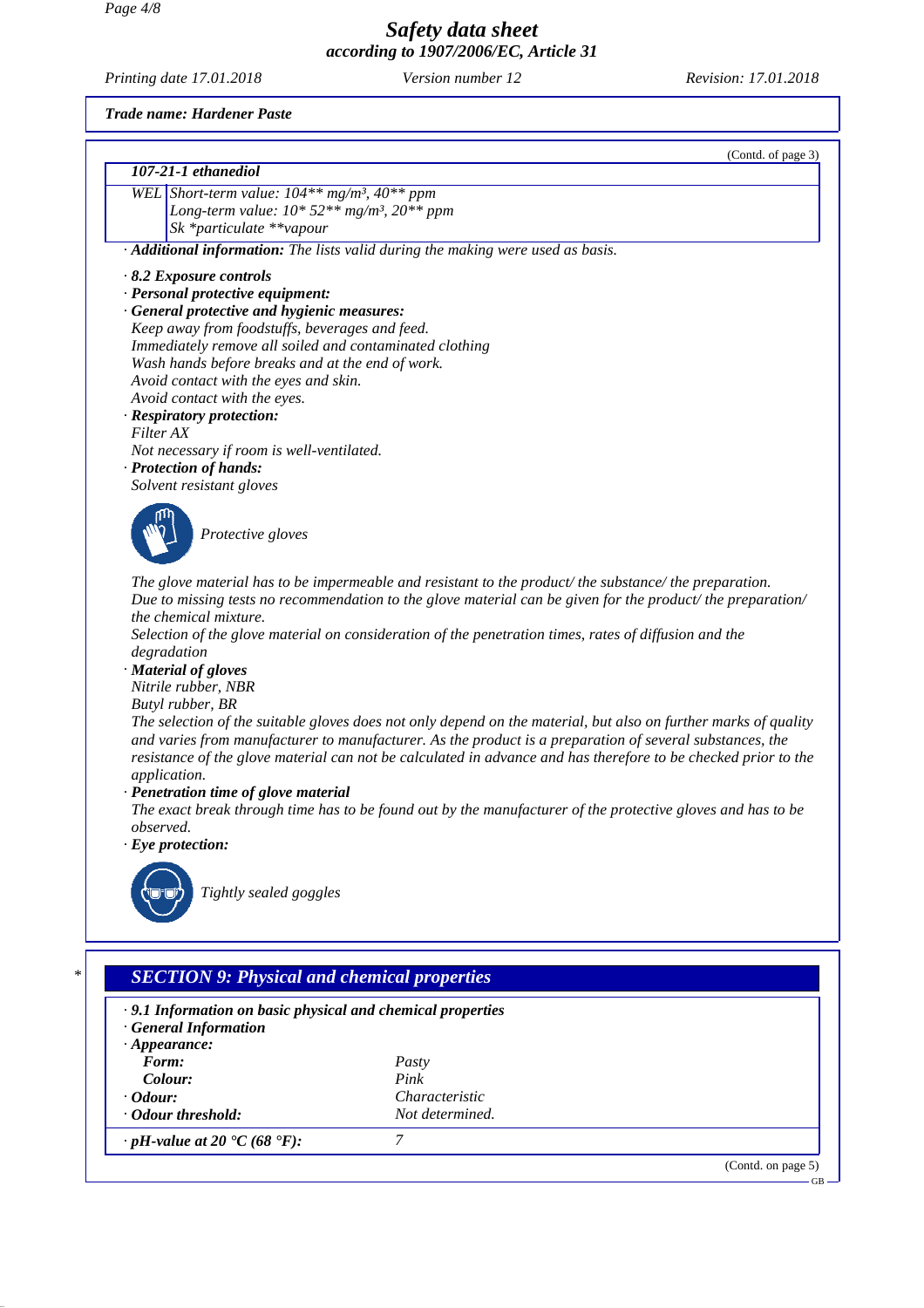*Trade name: Hardener Paste*

(Contd. of page 3)

| 107-21-1 ethanediol | |
|---|---|
| WEL | Short-term value: 104** mg/m³, 40** ppm<br>Long-term value: 10* 52** mg/m³, 20** ppm<br>Sk *particulate **vapour |

· **Additional information:** The lists valid during the making were used as basis.

· **8.2 Exposure controls**
· **Personal protective equipment:**
· **General protective and hygienic measures:**
Keep away from foodstuffs, beverages and feed.
Immediately remove all soiled and contaminated clothing
Wash hands before breaks and at the end of work.
Avoid contact with the eyes and skin.
Avoid contact with the eyes.
· **Respiratory protection:**
Filter AX
Not necessary if room is well-ventilated.
· **Protection of hands:**
Solvent resistant gloves

Protective gloves

The glove material has to be impermeable and resistant to the product/ the substance/ the preparation.
Due to missing tests no recommendation to the glove material can be given for the product/ the preparation/ the chemical mixture.
Selection of the glove material on consideration of the penetration times, rates of diffusion and the degradation
· **Material of gloves**
Nitrile rubber, NBR
Butyl rubber, BR
The selection of the suitable gloves does not only depend on the material, but also on further marks of quality and varies from manufacturer to manufacturer. As the product is a preparation of several substances, the resistance of the glove material can not be calculated in advance and has therefore to be checked prior to the application.
· **Penetration time of glove material**
The exact break through time has to be found out by the manufacturer of the protective gloves and has to be observed.
· **Eye protection:**

Tightly sealed goggles

## * SECTION 9: Physical and chemical properties

· **9.1 Information on basic physical and chemical properties**
· **General Information**
· **Appearance:**

| | |
|---|---|
| **Form:** | Pasty |
| **Colour:** | Pink |
| · **Odour:** | Characteristic |
| · **Odour threshold:** | Not determined. |
| · **pH-value at 20 °C (68 °F):** | 7 |

(Contd. on page 5)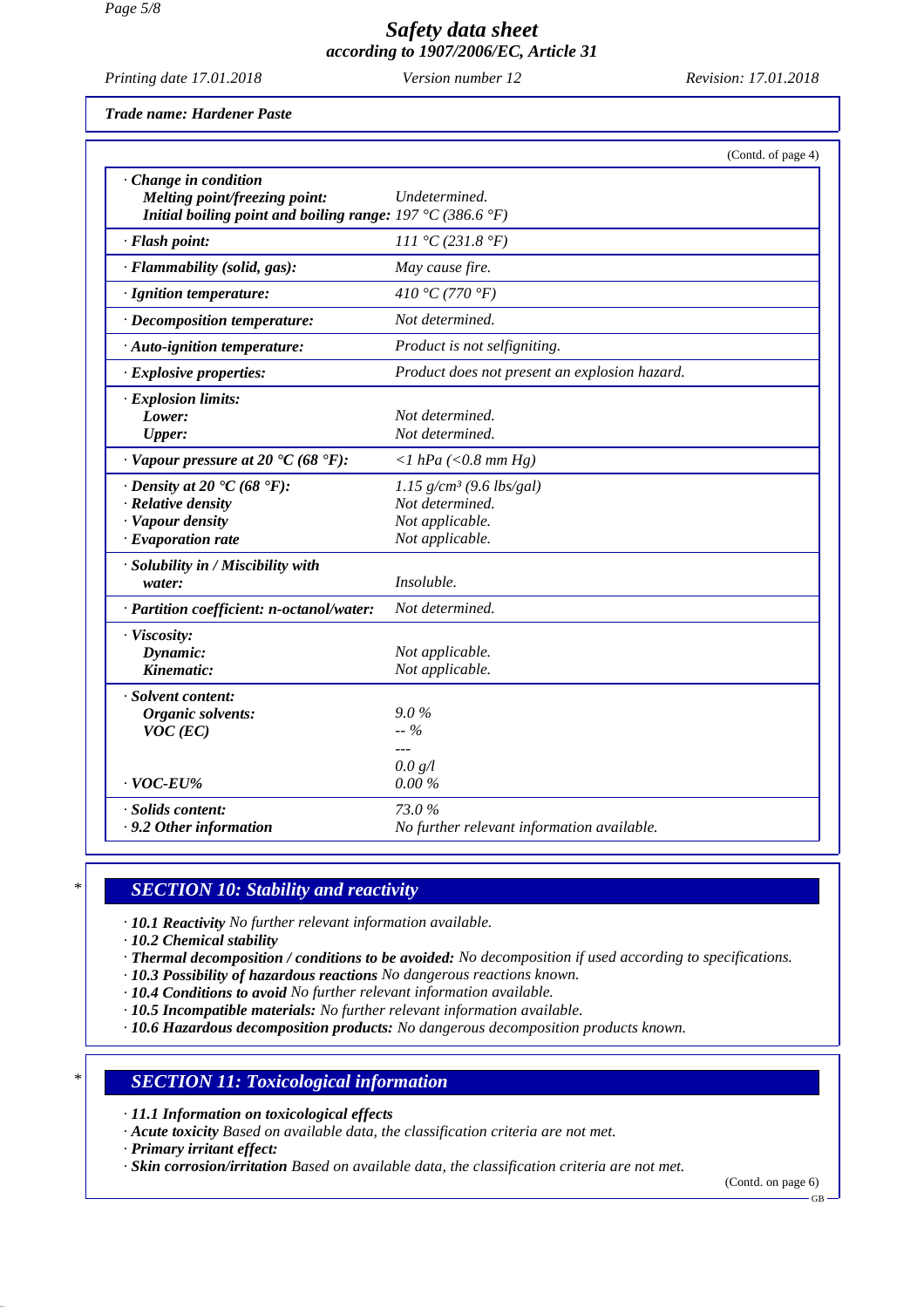*Trade name: Hardener Paste*

(Contd. of page 4)

| | |
|---|---|
| · **Change in condition** | |
| **Melting point/freezing point:** | Undetermined. |
| **Initial boiling point and boiling range:** | 197 °C (386.6 °F) |
| · **Flash point:** | 111 °C (231.8 °F) |
| · **Flammability (solid, gas):** | May cause fire. |
| · **Ignition temperature:** | 410 °C (770 °F) |
| · **Decomposition temperature:** | Not determined. |
| · **Auto-ignition temperature:** | Product is not selfigniting. |
| · **Explosive properties:** | Product does not present an explosion hazard. |
| · **Explosion limits:** | |
| **Lower:** | Not determined. |
| **Upper:** | Not determined. |
| · **Vapour pressure at 20 °C (68 °F):** | <1 hPa (<0.8 mm Hg) |
| · **Density at 20 °C (68 °F):** | 1.15 g/cm³ (9.6 lbs/gal) |
| · **Relative density** | Not determined. |
| · **Vapour density** | Not applicable. |
| · **Evaporation rate** | Not applicable. |
| · **Solubility in / Miscibility with water:** | Insoluble. |
| · **Partition coefficient: n-octanol/water:** | Not determined. |
| · **Viscosity:** | |
| **Dynamic:** | Not applicable. |
| **Kinematic:** | Not applicable. |
| · **Solvent content:** | |
| **Organic solvents:** | 9.0 % |
| **VOC (EC)** | -- % |
| | --- |
| | 0.0 g/l |
| · **VOC-EU%** | 0.00 % |
| · **Solids content:** | 73.0 % |
| · **9.2 Other information** | No further relevant information available. |

## * SECTION 10: Stability and reactivity

· **10.1 Reactivity** No further relevant information available.
· **10.2 Chemical stability**
· **Thermal decomposition / conditions to be avoided:** No decomposition if used according to specifications.
· **10.3 Possibility of hazardous reactions** No dangerous reactions known.
· **10.4 Conditions to avoid** No further relevant information available.
· **10.5 Incompatible materials:** No further relevant information available.
· **10.6 Hazardous decomposition products:** No dangerous decomposition products known.

## * SECTION 11: Toxicological information

· **11.1 Information on toxicological effects**
· **Acute toxicity** Based on available data, the classification criteria are not met.
· **Primary irritant effect:**
· **Skin corrosion/irritation** Based on available data, the classification criteria are not met.

(Contd. on page 6)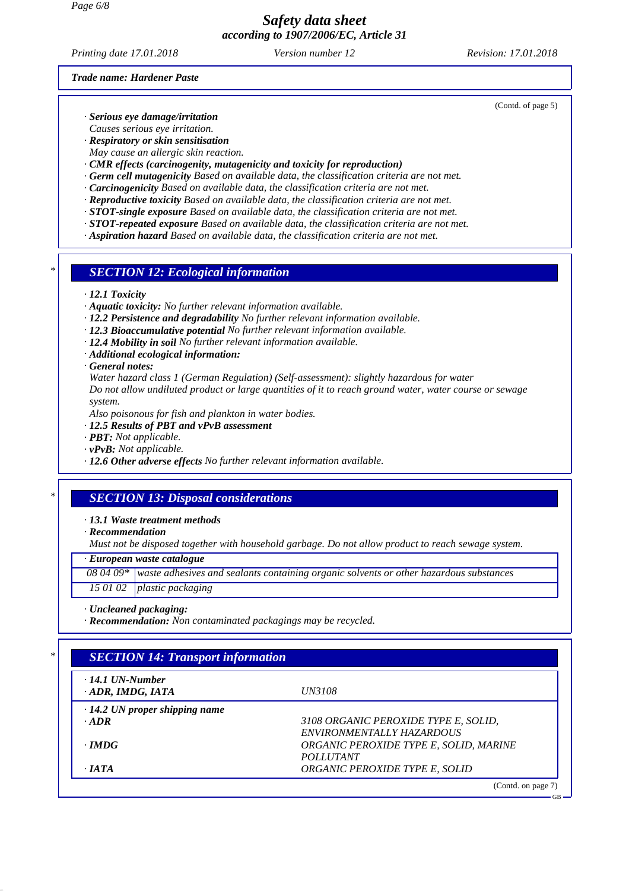*Trade name: Hardener Paste*

(Contd. of page 5)

· ***Serious eye damage/irritation***
Causes serious eye irritation.
· ***Respiratory or skin sensitisation***
May cause an allergic skin reaction.
· ***CMR effects (carcinogenity, mutagenicity and toxicity for reproduction)***
· ***Germ cell mutagenicity*** Based on available data, the classification criteria are not met.
· ***Carcinogenicity*** Based on available data, the classification criteria are not met.
· ***Reproductive toxicity*** Based on available data, the classification criteria are not met.
· ***STOT-single exposure*** Based on available data, the classification criteria are not met.
· ***STOT-repeated exposure*** Based on available data, the classification criteria are not met.
· ***Aspiration hazard*** Based on available data, the classification criteria are not met.

## * SECTION 12: Ecological information

· ***12.1 Toxicity***
· ***Aquatic toxicity:*** No further relevant information available.
· ***12.2 Persistence and degradability*** No further relevant information available.
· ***12.3 Bioaccumulative potential*** No further relevant information available.
· ***12.4 Mobility in soil*** No further relevant information available.
· ***Additional ecological information:***
· ***General notes:***
Water hazard class 1 (German Regulation) (Self-assessment): slightly hazardous for water
Do not allow undiluted product or large quantities of it to reach ground water, water course or sewage system.
Also poisonous for fish and plankton in water bodies.
· ***12.5 Results of PBT and vPvB assessment***
· ***PBT:*** Not applicable.
· ***vPvB:*** Not applicable.
· ***12.6 Other adverse effects*** No further relevant information available.

## * SECTION 13: Disposal considerations

· ***13.1 Waste treatment methods***
· ***Recommendation***
Must not be disposed together with household garbage. Do not allow product to reach sewage system.

| · European waste catalogue | |
|---|---|
| 08 04 09* | waste adhesives and sealants containing organic solvents or other hazardous substances |
| 15 01 02 | plastic packaging |

· ***Uncleaned packaging:***
· ***Recommendation:*** Non contaminated packagings may be recycled.

## * SECTION 14: Transport information

| · 14.1 UN-Number<br>· ADR, IMDG, IATA | UN3108 |
|---|---|
| · 14.2 UN proper shipping name | |
| · ADR | 3108 ORGANIC PEROXIDE TYPE E, SOLID, ENVIRONMENTALLY HAZARDOUS |
| · IMDG | ORGANIC PEROXIDE TYPE E, SOLID, MARINE POLLUTANT |
| · IATA | ORGANIC PEROXIDE TYPE E, SOLID |

(Contd. on page 7)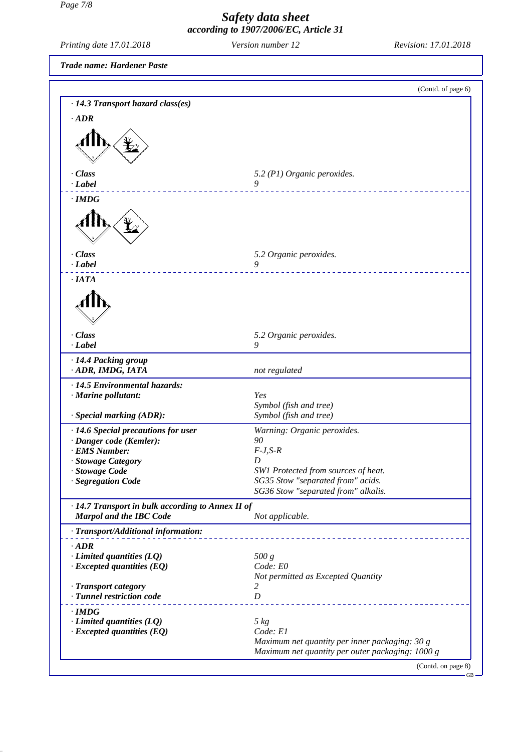*Trade name: Hardener Paste*

(Contd. of page 6)

| | |
|---|---|
| **· 14.3 Transport hazard class(es)** | |
| **· ADR** | |
| **· Class** | 5.2 (P1) Organic peroxides. |
| **· Label** | 9 |
| **· IMDG** | |
| **· Class** | 5.2 Organic peroxides. |
| **· Label** | 9 |
| **· IATA** | |
| **· Class** | 5.2 Organic peroxides. |
| **· Label** | 9 |
| **· 14.4 Packing group** | |
| **· ADR, IMDG, IATA** | not regulated |
| **· 14.5 Environmental hazards:** | |
| **· Marine pollutant:** | Yes<br>Symbol (fish and tree) |
| **· Special marking (ADR):** | Symbol (fish and tree) |
| **· 14.6 Special precautions for user** | Warning: Organic peroxides. |
| **· Danger code (Kemler):** | 90 |
| **· EMS Number:** | F-J,S-R |
| **· Stowage Category** | D |
| **· Stowage Code** | SW1 Protected from sources of heat. |
| **· Segregation Code** | SG35 Stow "separated from" acids.<br>SG36 Stow "separated from" alkalis. |
| **· 14.7 Transport in bulk according to Annex II of Marpol and the IBC Code** | Not applicable. |
| **· Transport/Additional information:** | |
| **· ADR** | |
| **· Limited quantities (LQ)** | 500 g |
| **· Excepted quantities (EQ)** | Code: E0<br>Not permitted as Excepted Quantity |
| **· Transport category** | 2 |
| **· Tunnel restriction code** | D |
| **· IMDG** | |
| **· Limited quantities (LQ)** | 5 kg |
| **· Excepted quantities (EQ)** | Code: E1<br>Maximum net quantity per inner packaging: 30 g<br>Maximum net quantity per outer packaging: 1000 g |

(Contd. on page 8)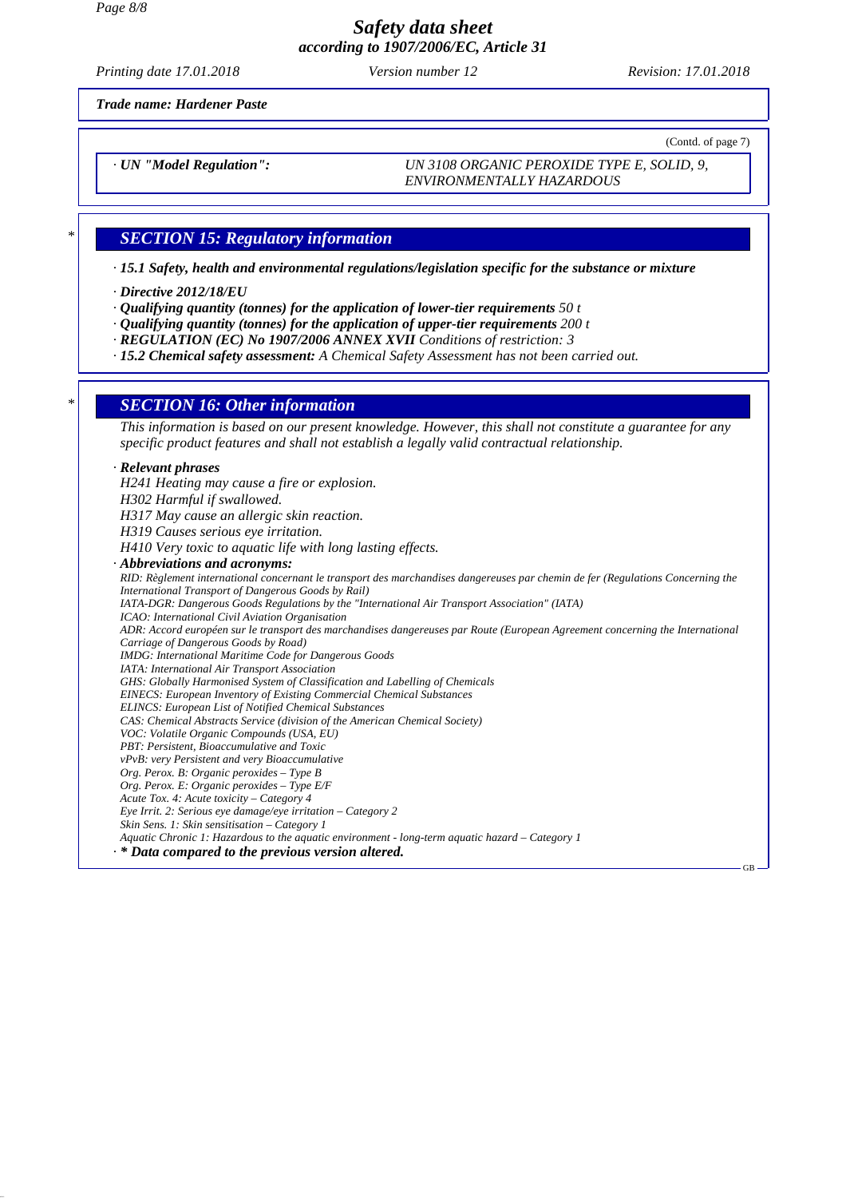Trade name: Hardener Paste

(Contd. of page 7)

· UN "Model Regulation": UN 3108 ORGANIC PEROXIDE TYPE E, SOLID, 9, ENVIRONMENTALLY HAZARDOUS

## * SECTION 15: Regulatory information

· **15.1 Safety, health and environmental regulations/legislation specific for the substance or mixture**

· **Directive 2012/18/EU**
· **Qualifying quantity (tonnes) for the application of lower-tier requirements** 50 t
· **Qualifying quantity (tonnes) for the application of upper-tier requirements** 200 t
· **REGULATION (EC) No 1907/2006 ANNEX XVII** Conditions of restriction: 3
· **15.2 Chemical safety assessment:** A Chemical Safety Assessment has not been carried out.

## * SECTION 16: Other information

This information is based on our present knowledge. However, this shall not constitute a guarantee for any specific product features and shall not establish a legally valid contractual relationship.

· **Relevant phrases**
H241 Heating may cause a fire or explosion.
H302 Harmful if swallowed.
H317 May cause an allergic skin reaction.
H319 Causes serious eye irritation.
H410 Very toxic to aquatic life with long lasting effects.

· **Abbreviations and acronyms:**
RID: Règlement international concernant le transport des marchandises dangereuses par chemin de fer (Regulations Concerning the International Transport of Dangerous Goods by Rail)
IATA-DGR: Dangerous Goods Regulations by the "International Air Transport Association" (IATA)
ICAO: International Civil Aviation Organisation
ADR: Accord européen sur le transport des marchandises dangereuses par Route (European Agreement concerning the International Carriage of Dangerous Goods by Road)
IMDG: International Maritime Code for Dangerous Goods
IATA: International Air Transport Association
GHS: Globally Harmonised System of Classification and Labelling of Chemicals
EINECS: European Inventory of Existing Commercial Chemical Substances
ELINCS: European List of Notified Chemical Substances
CAS: Chemical Abstracts Service (division of the American Chemical Society)
VOC: Volatile Organic Compounds (USA, EU)
PBT: Persistent, Bioaccumulative and Toxic
vPvB: very Persistent and very Bioaccumulative
Org. Perox. B: Organic peroxides – Type B
Org. Perox. E: Organic peroxides – Type E/F
Acute Tox. 4: Acute toxicity – Category 4
Eye Irrit. 2: Serious eye damage/eye irritation – Category 2
Skin Sens. 1: Skin sensitisation – Category 1
Aquatic Chronic 1: Hazardous to the aquatic environment - long-term aquatic hazard – Category 1

· **\* Data compared to the previous version altered.**